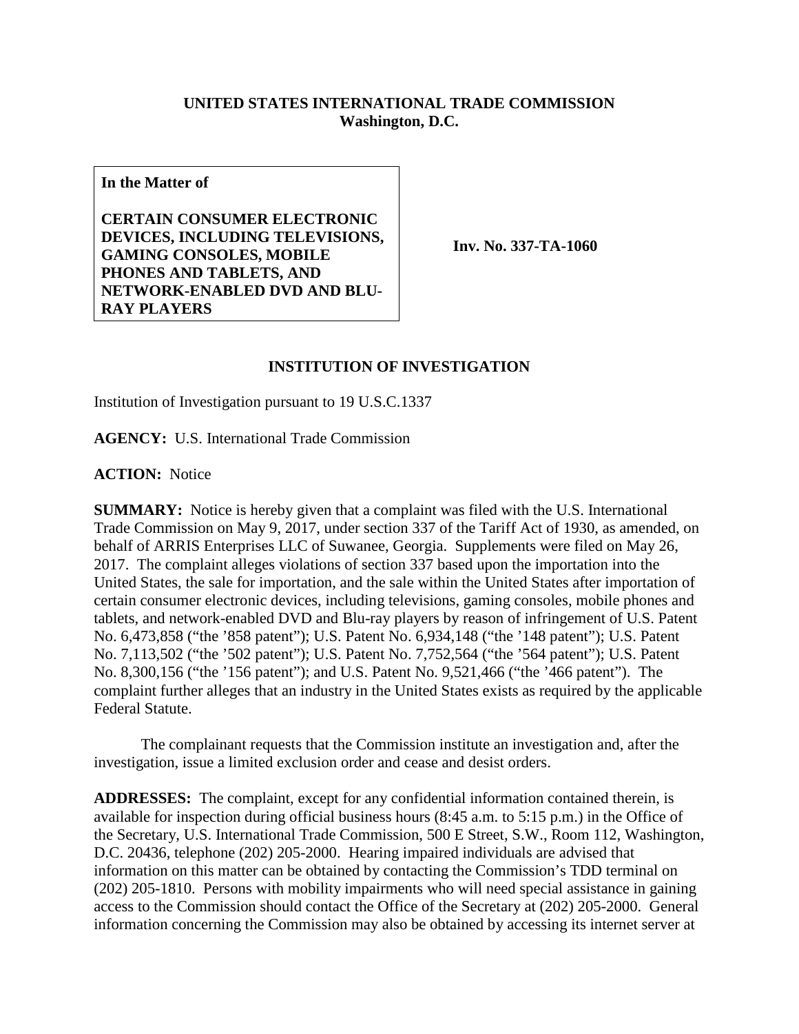**UNITED STATES INTERNATIONAL TRADE COMMISSION**
**Washington, D.C.**

| **In the Matter of**<br><br>**CERTAIN CONSUMER ELECTRONIC DEVICES, INCLUDING TELEVISIONS, GAMING CONSOLES, MOBILE PHONES AND TABLETS, AND NETWORK-ENABLED DVD AND BLU-RAY PLAYERS** | **Inv. No. 337-TA-1060** |
|---|---|

## INSTITUTION OF INVESTIGATION

Institution of Investigation pursuant to 19 U.S.C.1337

**AGENCY:** U.S. International Trade Commission

**ACTION:** Notice

**SUMMARY:** Notice is hereby given that a complaint was filed with the U.S. International Trade Commission on May 9, 2017, under section 337 of the Tariff Act of 1930, as amended, on behalf of ARRIS Enterprises LLC of Suwanee, Georgia. Supplements were filed on May 26, 2017. The complaint alleges violations of section 337 based upon the importation into the United States, the sale for importation, and the sale within the United States after importation of certain consumer electronic devices, including televisions, gaming consoles, mobile phones and tablets, and network-enabled DVD and Blu-ray players by reason of infringement of U.S. Patent No. 6,473,858 ("the '858 patent"); U.S. Patent No. 6,934,148 ("the '148 patent"); U.S. Patent No. 7,113,502 ("the '502 patent"); U.S. Patent No. 7,752,564 ("the '564 patent"); U.S. Patent No. 8,300,156 ("the '156 patent"); and U.S. Patent No. 9,521,466 ("the '466 patent"). The complaint further alleges that an industry in the United States exists as required by the applicable Federal Statute.

The complainant requests that the Commission institute an investigation and, after the investigation, issue a limited exclusion order and cease and desist orders.

**ADDRESSES:** The complaint, except for any confidential information contained therein, is available for inspection during official business hours (8:45 a.m. to 5:15 p.m.) in the Office of the Secretary, U.S. International Trade Commission, 500 E Street, S.W., Room 112, Washington, D.C. 20436, telephone (202) 205-2000. Hearing impaired individuals are advised that information on this matter can be obtained by contacting the Commission's TDD terminal on (202) 205-1810. Persons with mobility impairments who will need special assistance in gaining access to the Commission should contact the Office of the Secretary at (202) 205-2000. General information concerning the Commission may also be obtained by accessing its internet server at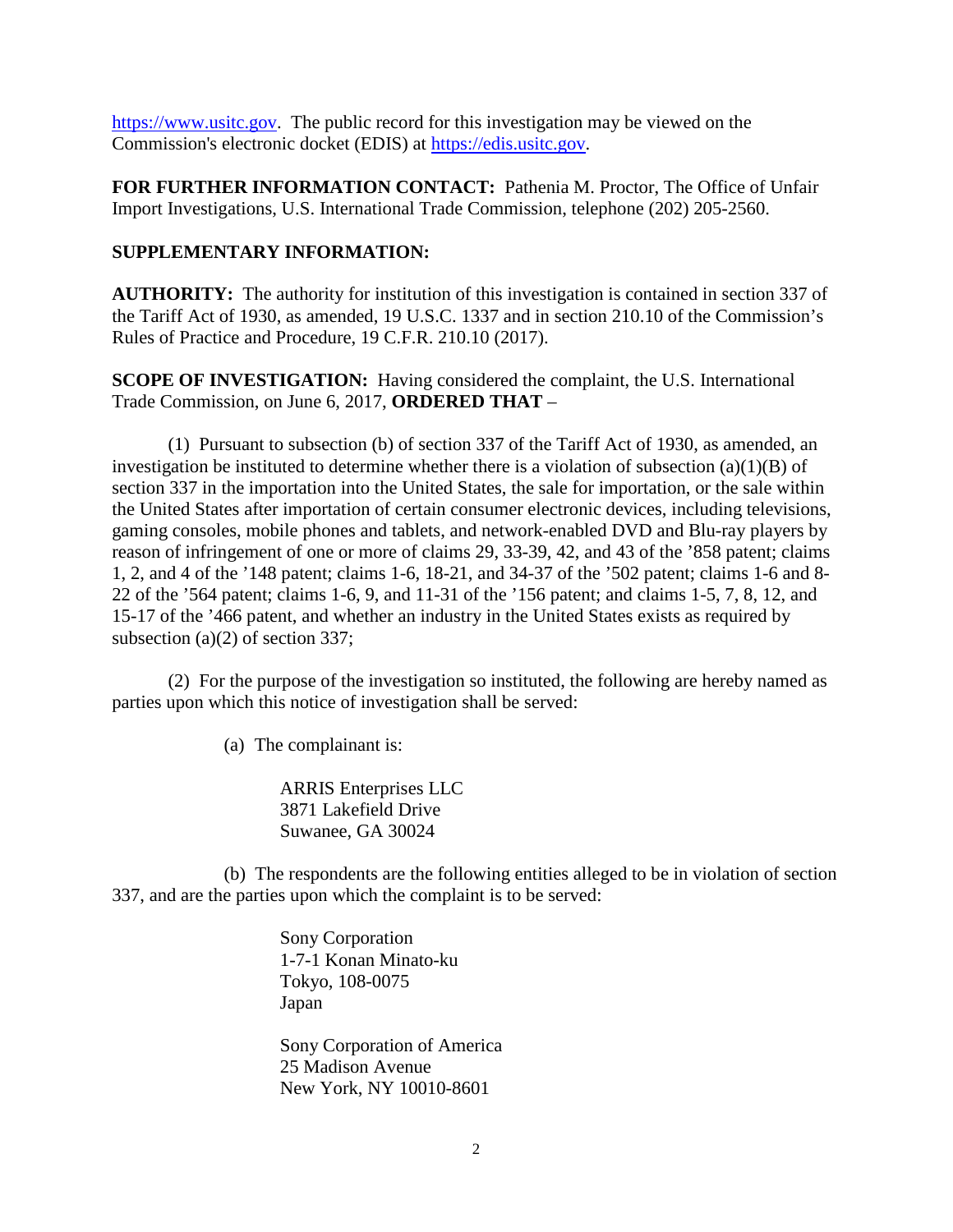https://www.usitc.gov. The public record for this investigation may be viewed on the Commission's electronic docket (EDIS) at https://edis.usitc.gov.

**FOR FURTHER INFORMATION CONTACT:** Pathenia M. Proctor, The Office of Unfair Import Investigations, U.S. International Trade Commission, telephone (202) 205-2560.

**SUPPLEMENTARY INFORMATION:**

**AUTHORITY:** The authority for institution of this investigation is contained in section 337 of the Tariff Act of 1930, as amended, 19 U.S.C. 1337 and in section 210.10 of the Commission's Rules of Practice and Procedure, 19 C.F.R. 210.10 (2017).

**SCOPE OF INVESTIGATION:** Having considered the complaint, the U.S. International Trade Commission, on June 6, 2017, **ORDERED THAT** –

(1) Pursuant to subsection (b) of section 337 of the Tariff Act of 1930, as amended, an investigation be instituted to determine whether there is a violation of subsection (a)(1)(B) of section 337 in the importation into the United States, the sale for importation, or the sale within the United States after importation of certain consumer electronic devices, including televisions, gaming consoles, mobile phones and tablets, and network-enabled DVD and Blu-ray players by reason of infringement of one or more of claims 29, 33-39, 42, and 43 of the '858 patent; claims 1, 2, and 4 of the '148 patent; claims 1-6, 18-21, and 34-37 of the '502 patent; claims 1-6 and 8-22 of the '564 patent; claims 1-6, 9, and 11-31 of the '156 patent; and claims 1-5, 7, 8, 12, and 15-17 of the '466 patent, and whether an industry in the United States exists as required by subsection (a)(2) of section 337;

(2) For the purpose of the investigation so instituted, the following are hereby named as parties upon which this notice of investigation shall be served:

(a) The complainant is:

ARRIS Enterprises LLC
3871 Lakefield Drive
Suwanee, GA 30024

(b) The respondents are the following entities alleged to be in violation of section 337, and are the parties upon which the complaint is to be served:

Sony Corporation
1-7-1 Konan Minato-ku
Tokyo, 108-0075
Japan

Sony Corporation of America
25 Madison Avenue
New York, NY 10010-8601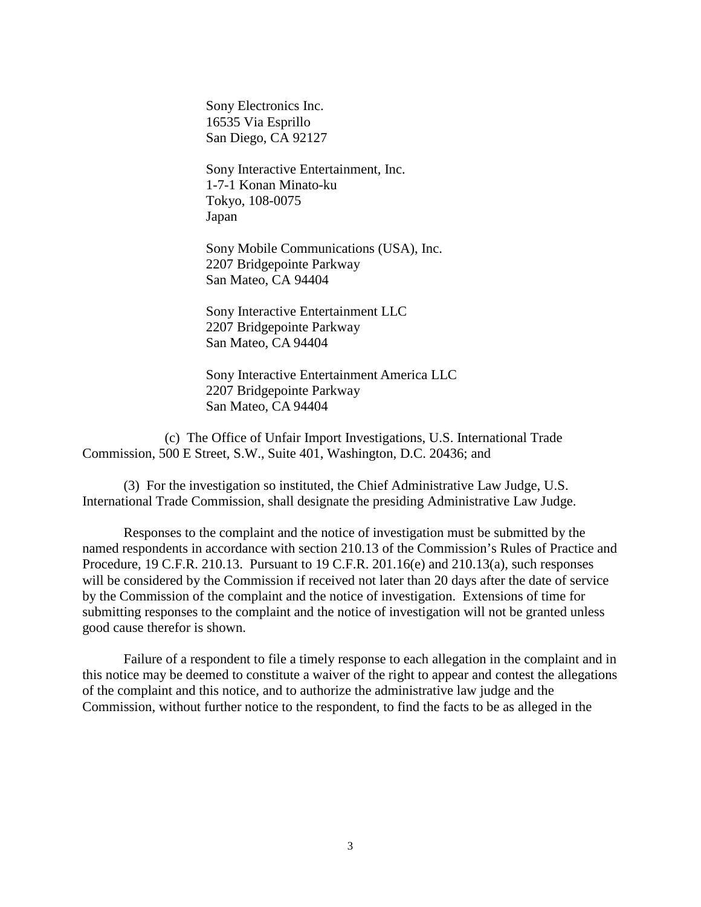Sony Electronics Inc.
16535 Via Esprillo
San Diego, CA 92127

Sony Interactive Entertainment, Inc.
1-7-1 Konan Minato-ku
Tokyo, 108-0075
Japan

Sony Mobile Communications (USA), Inc.
2207 Bridgepointe Parkway
San Mateo, CA 94404

Sony Interactive Entertainment LLC
2207 Bridgepointe Parkway
San Mateo, CA 94404

Sony Interactive Entertainment America LLC
2207 Bridgepointe Parkway
San Mateo, CA 94404

(c) The Office of Unfair Import Investigations, U.S. International Trade Commission, 500 E Street, S.W., Suite 401, Washington, D.C. 20436; and

(3) For the investigation so instituted, the Chief Administrative Law Judge, U.S. International Trade Commission, shall designate the presiding Administrative Law Judge.

Responses to the complaint and the notice of investigation must be submitted by the named respondents in accordance with section 210.13 of the Commission's Rules of Practice and Procedure, 19 C.F.R. 210.13. Pursuant to 19 C.F.R. 201.16(e) and 210.13(a), such responses will be considered by the Commission if received not later than 20 days after the date of service by the Commission of the complaint and the notice of investigation. Extensions of time for submitting responses to the complaint and the notice of investigation will not be granted unless good cause therefor is shown.

Failure of a respondent to file a timely response to each allegation in the complaint and in this notice may be deemed to constitute a waiver of the right to appear and contest the allegations of the complaint and this notice, and to authorize the administrative law judge and the Commission, without further notice to the respondent, to find the facts to be as alleged in the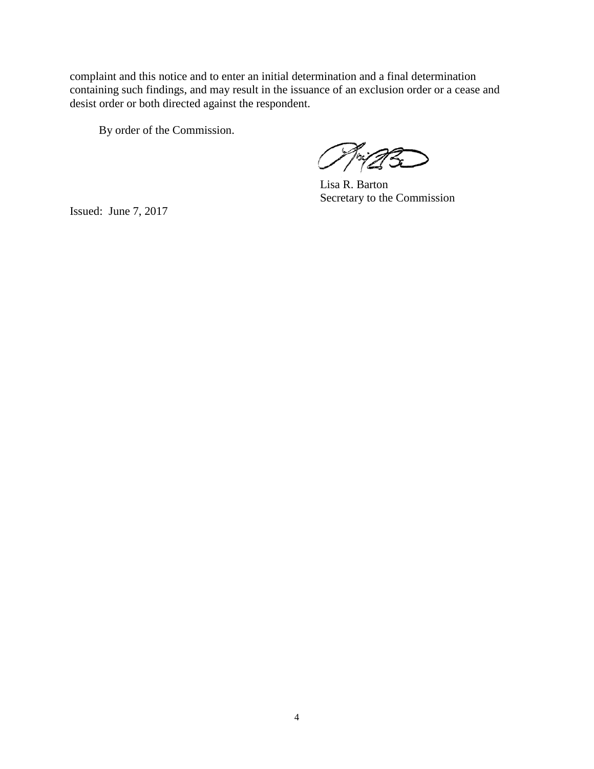complaint and this notice and to enter an initial determination and a final determination containing such findings, and may result in the issuance of an exclusion order or a cease and desist order or both directed against the respondent.

By order of the Commission.

Lisa R. Barton
Secretary to the Commission

Issued: June 7, 2017